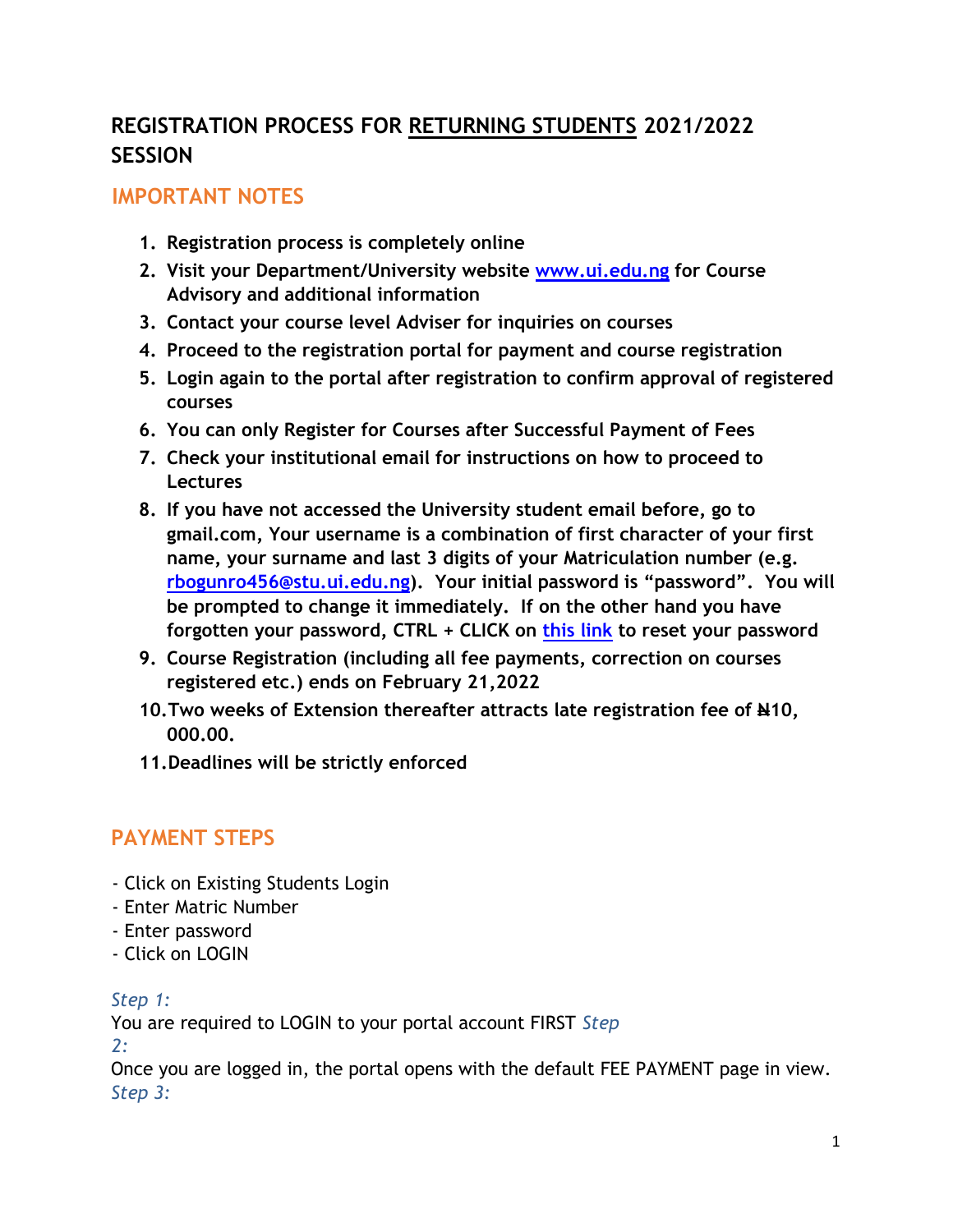# REGISTRATION PROCESS FOR <u>RETURNING STUDENTS</u> 2021/2022 SESSION

## IMPORTANT NOTES

1. **Registration process is completely online**
2. **Visit your Department/University website [www.ui.edu.ng](http://www.ui.edu.ng) for Course Advisory and additional information**
3. **Contact your course level Adviser for inquiries on courses**
4. **Proceed to the registration portal for payment and course registration**
5. **Login again to the portal after registration to confirm approval of registered courses**
6. **You can only Register for Courses after Successful Payment of Fees**
7. **Check your institutional email for instructions on how to proceed to Lectures**
8. **If you have not accessed the University student email before, go to gmail.com, Your username is a combination of first character of your first name, your surname and last 3 digits of your Matriculation number (e.g. rbogunro456@stu.ui.edu.ng). Your initial password is "password". You will be prompted to change it immediately. If on the other hand you have forgotten your password, CTRL + CLICK on this link to reset your password**
9. **Course Registration (including all fee payments, correction on courses registered etc.) ends on February 21,2022**
10. **Two weeks of Extension thereafter attracts late registration fee of ₦10, 000.00.**
11. **Deadlines will be strictly enforced**

## PAYMENT STEPS

- Click on Existing Students Login
- Enter Matric Number
- Enter password
- Click on LOGIN

*Step 1:*
You are required to LOGIN to your portal account FIRST

*Step 2:*
Once you are logged in, the portal opens with the default FEE PAYMENT page in view.

*Step 3:*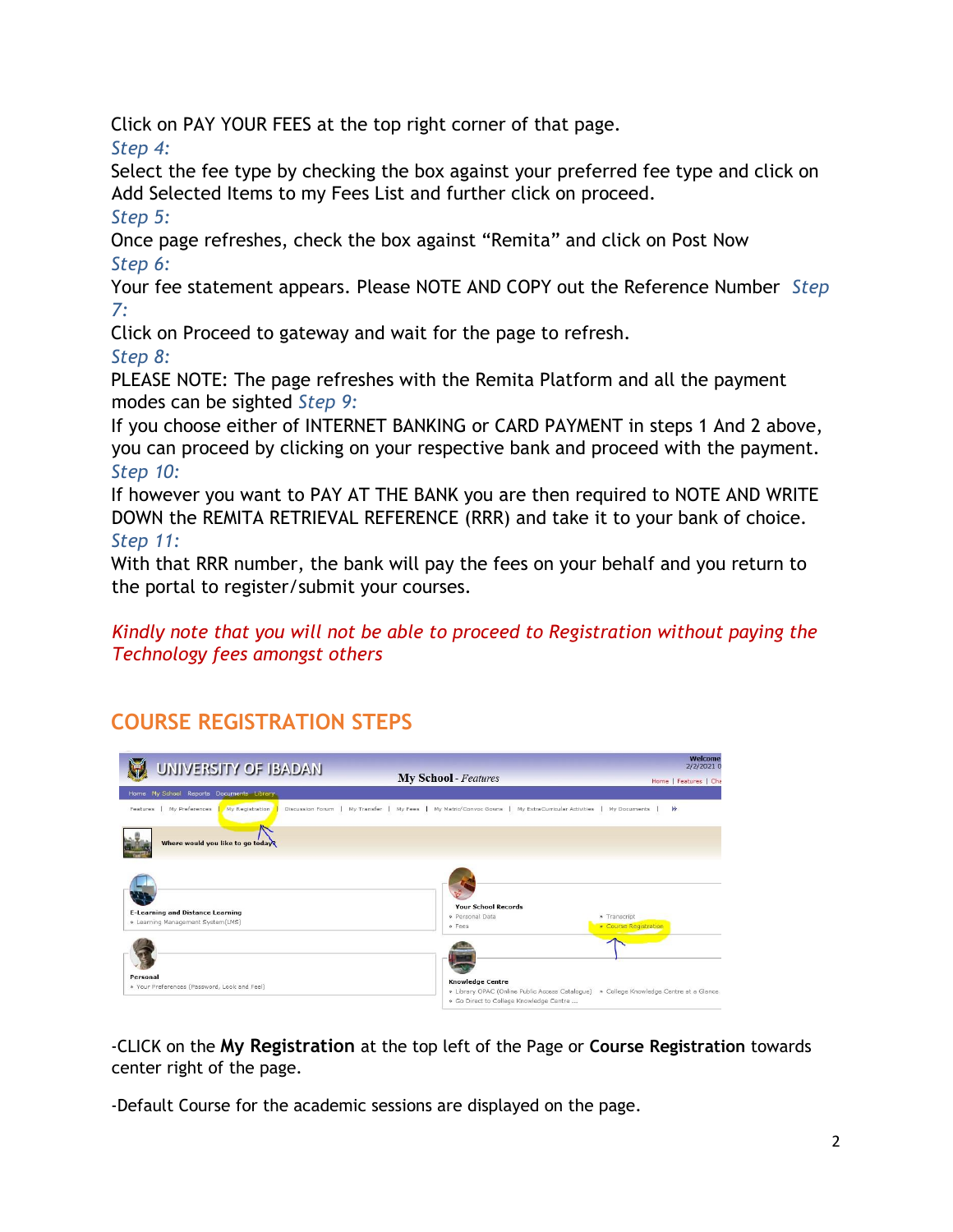Click on PAY YOUR FEES at the top right corner of that page.

*Step 4:*

Select the fee type by checking the box against your preferred fee type and click on Add Selected Items to my Fees List and further click on proceed.

*Step 5:*

Once page refreshes, check the box against "Remita" and click on Post Now

*Step 6:*

Your fee statement appears. Please NOTE AND COPY out the Reference Number

*Step 7:*

Click on Proceed to gateway and wait for the page to refresh.

*Step 8:*

PLEASE NOTE: The page refreshes with the Remita Platform and all the payment modes can be sighted

*Step 9:*

If you choose either of INTERNET BANKING or CARD PAYMENT in steps 1 And 2 above, you can proceed by clicking on your respective bank and proceed with the payment.

*Step 10:*

If however you want to PAY AT THE BANK you are then required to NOTE AND WRITE DOWN the REMITA RETRIEVAL REFERENCE (RRR) and take it to your bank of choice.

*Step 11:*

With that RRR number, the bank will pay the fees on your behalf and you return to the portal to register/submit your courses.

*Kindly note that you will not be able to proceed to Registration without paying the Technology fees amongst others*

## COURSE REGISTRATION STEPS

-CLICK on the **My Registration** at the top left of the Page or **Course Registration** towards center right of the page.

-Default Course for the academic sessions are displayed on the page.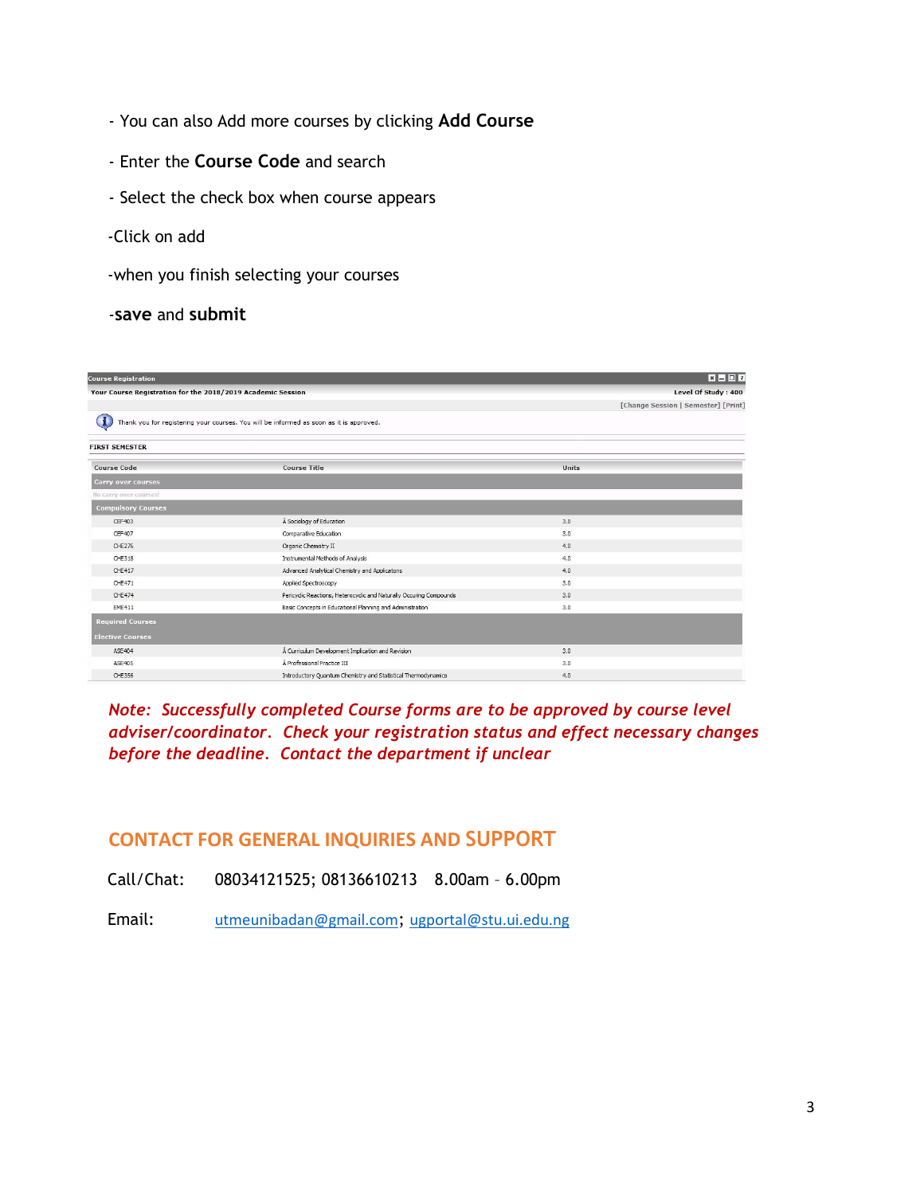- You can also Add more courses by clicking **Add Course**
- Enter the **Course Code** and search
- Select the check box when course appears

-Click on add

-when you finish selecting your courses

-**save** and **submit**

Course Registration

Your Course Registration for the 2018/2019 Academic Session

Level Of Study : 400

[Change Session | Semester] [Print]

Thank you for registering your courses. You will be informed as soon as it is approved.

FIRST SEMESTER

| Course Code | Course Title | Units |
|---|---|---|
| **Carry over courses** | | |
| No carry over courses! | | |
| **Compulsory Courses** | | |
| CEF403 | Â Sociology of Education | 3.0 |
| CEF407 | Comparative Education | 3.0 |
| CHE276 | Organic Chemistry II | 4.0 |
| CHE318 | Instrumental Methods of Analysis | 4.0 |
| CHE417 | Advanced Analytical Chemistry and Applicatons | 4.0 |
| CHE471 | Applied Spectroscopy | 3.0 |
| CHE474 | Pericyclic Reactions, Heterocyclic and Naturally Occuring Compounds | 3.0 |
| EME411 | Basic Concepts in Educational Planning and Administration | 3.0 |
| **Required Courses** | | |
| **Elective Courses** | | |
| ASE404 | Â Curriculum Development Implication and Revision | 3.0 |
| ASE405 | Â Professional Practice III | 3.0 |
| CHE356 | Introductory Quantum Chemistry and Statistical Thermodynamics | 4.0 |

***Note: Successfully completed Course forms are to be approved by course level adviser/coordinator. Check your registration status and effect necessary changes before the deadline. Contact the department if unclear***

## CONTACT FOR GENERAL INQUIRIES AND SUPPORT

Call/Chat: 08034121525; 08136610213 8.00am – 6.00pm

Email: utmeunibadan@gmail.com; ugportal@stu.ui.edu.ng